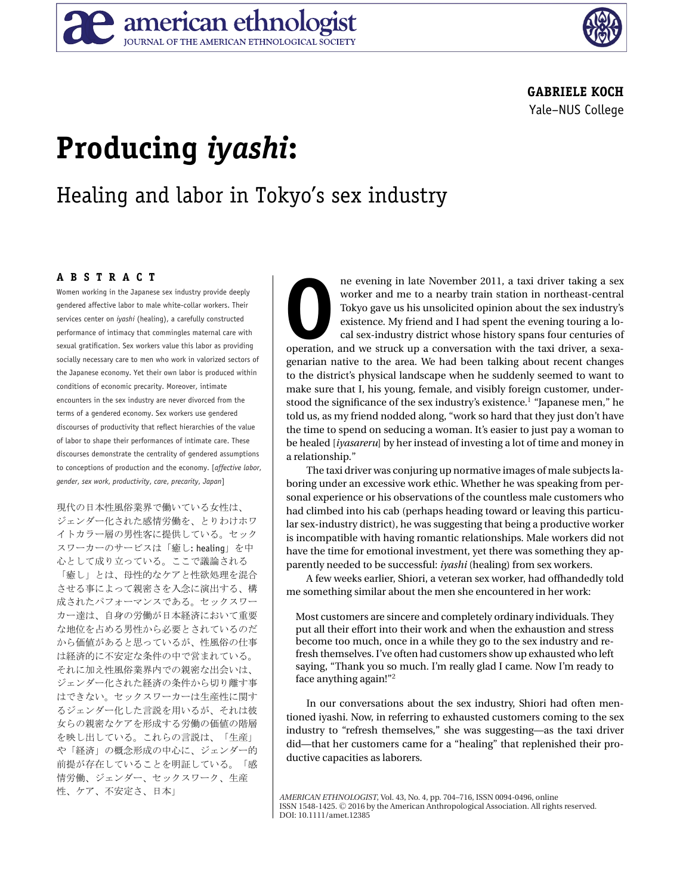GABRIELE KOCH
Yale–NUS College

# Producing *iyashi*:

## Healing and labor in Tokyo's sex industry

### ABSTRACT

Women working in the Japanese sex industry provide deeply gendered affective labor to male white-collar workers. Their services center on *iyashi* (healing), a carefully constructed performance of intimacy that commingles maternal care with sexual gratification. Sex workers value this labor as providing socially necessary care to men who work in valorized sectors of the Japanese economy. Yet their own labor is produced within conditions of economic precarity. Moreover, intimate encounters in the sex industry are never divorced from the terms of a gendered economy. Sex workers use gendered discourses of productivity that reflect hierarchies of the value of labor to shape their performances of intimate care. These discourses demonstrate the centrality of gendered assumptions to conceptions of production and the economy. [*affective labor, gender, sex work, productivity, care, precarity, Japan*]

現代の日本性風俗業界で働いている女性は、ジェンダー化された感情労働を、とりわけホワイトカラー層の男性客に提供している。セックスワーカーのサービスは「癒し：healing」を中心として成り立っている。ここで議論される「癒し」とは、母性的なケアと性欲処理を混合させる事によって親密さを入念に演出する、構成されたパフォーマンスである。セックスワーカー達は、自身の労働が日本経済において重要な地位を占める男性から必要とされているのだから価値があると思っているが、性風俗の仕事は経済的に不安定な条件の中で営まれている。それに加え性風俗業界内での親密な出会いは、ジェンダー化された経済の条件から切り離す事はできない。セックスワーカーは生産性に関するジェンダー化した言説を用いるが、それは彼女らの親密なケアを形成する労働の価値の階層を映し出している。これらの言説は、「生産」や「経済」の概念形成の中心に、ジェンダー的前提が存在していることを明証している。「感情労働、ジェンダー、セックスワーク、生産性、ケア、不安定さ、日本」

One evening in late November 2011, a taxi driver taking a sex worker and me to a nearby train station in northeast-central Tokyo gave us his unsolicited opinion about the sex industry's existence. My friend and I had spent the evening touring a local sex-industry district whose history spans four centuries of operation, and we struck up a conversation with the taxi driver, a sexagenarian native to the area. We had been talking about recent changes to the district's physical landscape when he suddenly seemed to want to make sure that I, his young, female, and visibly foreign customer, understood the significance of the sex industry's existence.[1] "Japanese men," he told us, as my friend nodded along, "work so hard that they just don't have the time to spend on seducing a woman. It's easier to just pay a woman to be healed [*iyasareru*] by her instead of investing a lot of time and money in a relationship."

The taxi driver was conjuring up normative images of male subjects laboring under an excessive work ethic. Whether he was speaking from personal experience or his observations of the countless male customers who had climbed into his cab (perhaps heading toward or leaving this particular sex-industry district), he was suggesting that being a productive worker is incompatible with having romantic relationships. Male workers did not have the time for emotional investment, yet there was something they apparently needed to be successful: *iyashi* (healing) from sex workers.

A few weeks earlier, Shiori, a veteran sex worker, had offhandedly told me something similar about the men she encountered in her work:

> Most customers are sincere and completely ordinary individuals. They put all their effort into their work and when the exhaustion and stress become too much, once in a while they go to the sex industry and refresh themselves. I've often had customers show up exhausted who left saying, "Thank you so much. I'm really glad I came. Now I'm ready to face anything again!"[2]

In our conversations about the sex industry, Shiori had often mentioned iyashi. Now, in referring to exhausted customers coming to the sex industry to "refresh themselves," she was suggesting—as the taxi driver did—that her customers came for a "healing" that replenished their productive capacities as laborers.

*AMERICAN ETHNOLOGIST*, Vol. 43, No. 4, pp. 704–716, ISSN 0094-0496, online ISSN 1548-1425. © 2016 by the American Anthropological Association. All rights reserved. DOI: 10.1111/amet.12385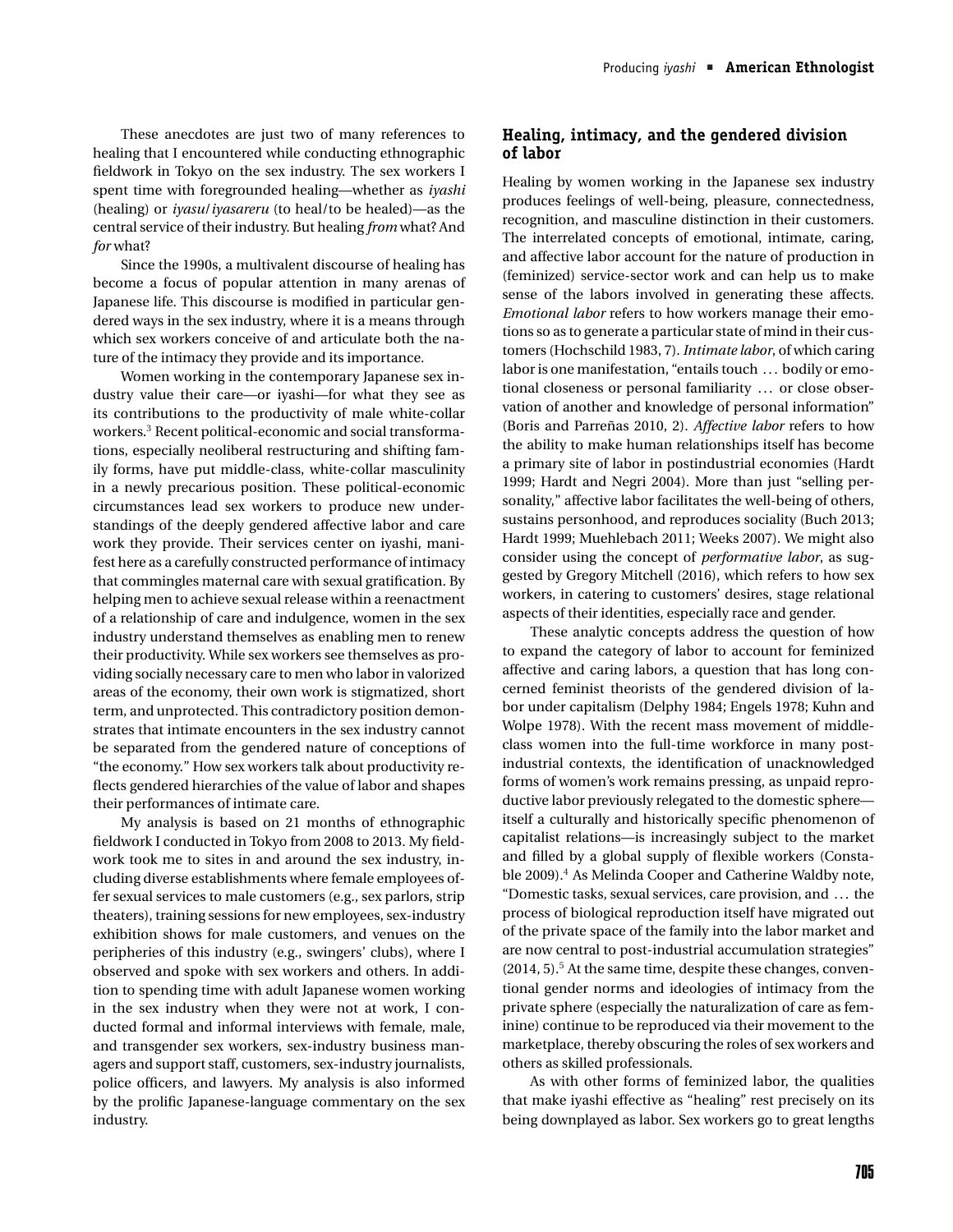These anecdotes are just two of many references to healing that I encountered while conducting ethnographic fieldwork in Tokyo on the sex industry. The sex workers I spent time with foregrounded healing—whether as *iyashi* (healing) or *iyasu*/*iyasareru* (to heal/to be healed)—as the central service of their industry. But healing *from* what? And *for* what?

Since the 1990s, a multivalent discourse of healing has become a focus of popular attention in many arenas of Japanese life. This discourse is modified in particular gendered ways in the sex industry, where it is a means through which sex workers conceive of and articulate both the nature of the intimacy they provide and its importance.

Women working in the contemporary Japanese sex industry value their care—or iyashi—for what they see as its contributions to the productivity of male white-collar workers.[3] Recent political-economic and social transformations, especially neoliberal restructuring and shifting family forms, have put middle-class, white-collar masculinity in a newly precarious position. These political-economic circumstances lead sex workers to produce new understandings of the deeply gendered affective labor and care work they provide. Their services center on iyashi, manifest here as a carefully constructed performance of intimacy that commingles maternal care with sexual gratification. By helping men to achieve sexual release within a reenactment of a relationship of care and indulgence, women in the sex industry understand themselves as enabling men to renew their productivity. While sex workers see themselves as providing socially necessary care to men who labor in valorized areas of the economy, their own work is stigmatized, short term, and unprotected. This contradictory position demonstrates that intimate encounters in the sex industry cannot be separated from the gendered nature of conceptions of "the economy." How sex workers talk about productivity reflects gendered hierarchies of the value of labor and shapes their performances of intimate care.

My analysis is based on 21 months of ethnographic fieldwork I conducted in Tokyo from 2008 to 2013. My fieldwork took me to sites in and around the sex industry, including diverse establishments where female employees offer sexual services to male customers (e.g., sex parlors, strip theaters), training sessions for new employees, sex-industry exhibition shows for male customers, and venues on the peripheries of this industry (e.g., swingers' clubs), where I observed and spoke with sex workers and others. In addition to spending time with adult Japanese women working in the sex industry when they were not at work, I conducted formal and informal interviews with female, male, and transgender sex workers, sex-industry business managers and support staff, customers, sex-industry journalists, police officers, and lawyers. My analysis is also informed by the prolific Japanese-language commentary on the sex industry.

## Healing, intimacy, and the gendered division of labor

Healing by women working in the Japanese sex industry produces feelings of well-being, pleasure, connectedness, recognition, and masculine distinction in their customers. The interrelated concepts of emotional, intimate, caring, and affective labor account for the nature of production in (feminized) service-sector work and can help us to make sense of the labors involved in generating these affects. *Emotional labor* refers to how workers manage their emotions so as to generate a particular state of mind in their customers (Hochschild 1983, 7). *Intimate labor*, of which caring labor is one manifestation, "entails touch … bodily or emotional closeness or personal familiarity … or close observation of another and knowledge of personal information" (Boris and Parreñas 2010, 2). *Affective labor* refers to how the ability to make human relationships itself has become a primary site of labor in postindustrial economies (Hardt 1999; Hardt and Negri 2004). More than just "selling personality," affective labor facilitates the well-being of others, sustains personhood, and reproduces sociality (Buch 2013; Hardt 1999; Muehlebach 2011; Weeks 2007). We might also consider using the concept of *performative labor*, as suggested by Gregory Mitchell (2016), which refers to how sex workers, in catering to customers' desires, stage relational aspects of their identities, especially race and gender.

These analytic concepts address the question of how to expand the category of labor to account for feminized affective and caring labors, a question that has long concerned feminist theorists of the gendered division of labor under capitalism (Delphy 1984; Engels 1978; Kuhn and Wolpe 1978). With the recent mass movement of middle-class women into the full-time workforce in many postindustrial contexts, the identification of unacknowledged forms of women's work remains pressing, as unpaid reproductive labor previously relegated to the domestic sphere—itself a culturally and historically specific phenomenon of capitalist relations—is increasingly subject to the market and filled by a global supply of flexible workers (Constable 2009).[4] As Melinda Cooper and Catherine Waldby note, "Domestic tasks, sexual services, care provision, and … the process of biological reproduction itself have migrated out of the private space of the family into the labor market and are now central to post-industrial accumulation strategies" (2014, 5).[5] At the same time, despite these changes, conventional gender norms and ideologies of intimacy from the private sphere (especially the naturalization of care as feminine) continue to be reproduced via their movement to the marketplace, thereby obscuring the roles of sex workers and others as skilled professionals.

As with other forms of feminized labor, the qualities that make iyashi effective as "healing" rest precisely on its being downplayed as labor. Sex workers go to great lengths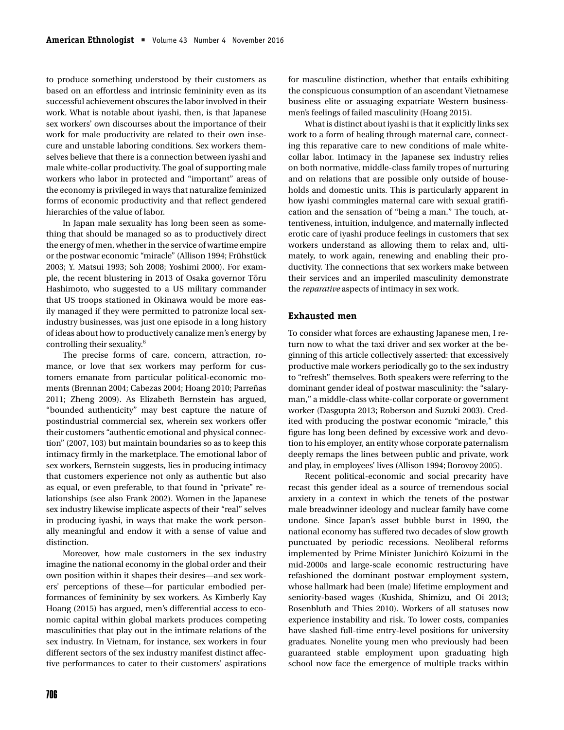to produce something understood by their customers as based on an effortless and intrinsic femininity even as its successful achievement obscures the labor involved in their work. What is notable about iyashi, then, is that Japanese sex workers' own discourses about the importance of their work for male productivity are related to their own insecure and unstable laboring conditions. Sex workers themselves believe that there is a connection between iyashi and male white-collar productivity. The goal of supporting male workers who labor in protected and "important" areas of the economy is privileged in ways that naturalize feminized forms of economic productivity and that reflect gendered hierarchies of the value of labor.

In Japan male sexuality has long been seen as something that should be managed so as to productively direct the energy of men, whether in the service of wartime empire or the postwar economic "miracle" (Allison 1994; Frühstück 2003; Y. Matsui 1993; Soh 2008; Yoshimi 2000). For example, the recent blustering in 2013 of Osaka governor Tōru Hashimoto, who suggested to a US military commander that US troops stationed in Okinawa would be more easily managed if they were permitted to patronize local sex-industry businesses, was just one episode in a long history of ideas about how to productively canalize men's energy by controlling their sexuality.[6]

The precise forms of care, concern, attraction, romance, or love that sex workers may perform for customers emanate from particular political-economic moments (Brennan 2004; Cabezas 2004; Hoang 2010; Parreñas 2011; Zheng 2009). As Elizabeth Bernstein has argued, "bounded authenticity" may best capture the nature of postindustrial commercial sex, wherein sex workers offer their customers "authentic emotional and physical connection" (2007, 103) but maintain boundaries so as to keep this intimacy firmly in the marketplace. The emotional labor of sex workers, Bernstein suggests, lies in producing intimacy that customers experience not only as authentic but also as equal, or even preferable, to that found in "private" relationships (see also Frank 2002). Women in the Japanese sex industry likewise implicate aspects of their "real" selves in producing iyashi, in ways that make the work personally meaningful and endow it with a sense of value and distinction.

Moreover, how male customers in the sex industry imagine the national economy in the global order and their own position within it shapes their desires—and sex workers' perceptions of these—for particular embodied performances of femininity by sex workers. As Kimberly Kay Hoang (2015) has argued, men's differential access to economic capital within global markets produces competing masculinities that play out in the intimate relations of the sex industry. In Vietnam, for instance, sex workers in four different sectors of the sex industry manifest distinct affective performances to cater to their customers' aspirations for masculine distinction, whether that entails exhibiting the conspicuous consumption of an ascendant Vietnamese business elite or assuaging expatriate Western businessmen's feelings of failed masculinity (Hoang 2015).

What is distinct about iyashi is that it explicitly links sex work to a form of healing through maternal care, connecting this reparative care to new conditions of male white-collar labor. Intimacy in the Japanese sex industry relies on both normative, middle-class family tropes of nurturing and on relations that are possible only outside of households and domestic units. This is particularly apparent in how iyashi commingles maternal care with sexual gratification and the sensation of "being a man." The touch, attentiveness, intuition, indulgence, and maternally inflected erotic care of iyashi produce feelings in customers that sex workers understand as allowing them to relax and, ultimately, to work again, renewing and enabling their productivity. The connections that sex workers make between their services and an imperiled masculinity demonstrate the *reparative* aspects of intimacy in sex work.

## Exhausted men

To consider what forces are exhausting Japanese men, I return now to what the taxi driver and sex worker at the beginning of this article collectively asserted: that excessively productive male workers periodically go to the sex industry to "refresh" themselves. Both speakers were referring to the dominant gender ideal of postwar masculinity: the "salaryman," a middle-class white-collar corporate or government worker (Dasgupta 2013; Roberson and Suzuki 2003). Credited with producing the postwar economic "miracle," this figure has long been defined by excessive work and devotion to his employer, an entity whose corporate paternalism deeply remaps the lines between public and private, work and play, in employees' lives (Allison 1994; Borovoy 2005).

Recent political-economic and social precarity have recast this gender ideal as a source of tremendous social anxiety in a context in which the tenets of the postwar male breadwinner ideology and nuclear family have come undone. Since Japan's asset bubble burst in 1990, the national economy has suffered two decades of slow growth punctuated by periodic recessions. Neoliberal reforms implemented by Prime Minister Junichirō Koizumi in the mid-2000s and large-scale economic restructuring have refashioned the dominant postwar employment system, whose hallmark had been (male) lifetime employment and seniority-based wages (Kushida, Shimizu, and Oi 2013; Rosenbluth and Thies 2010). Workers of all statuses now experience instability and risk. To lower costs, companies have slashed full-time entry-level positions for university graduates. Nonelite young men who previously had been guaranteed stable employment upon graduating high school now face the emergence of multiple tracks within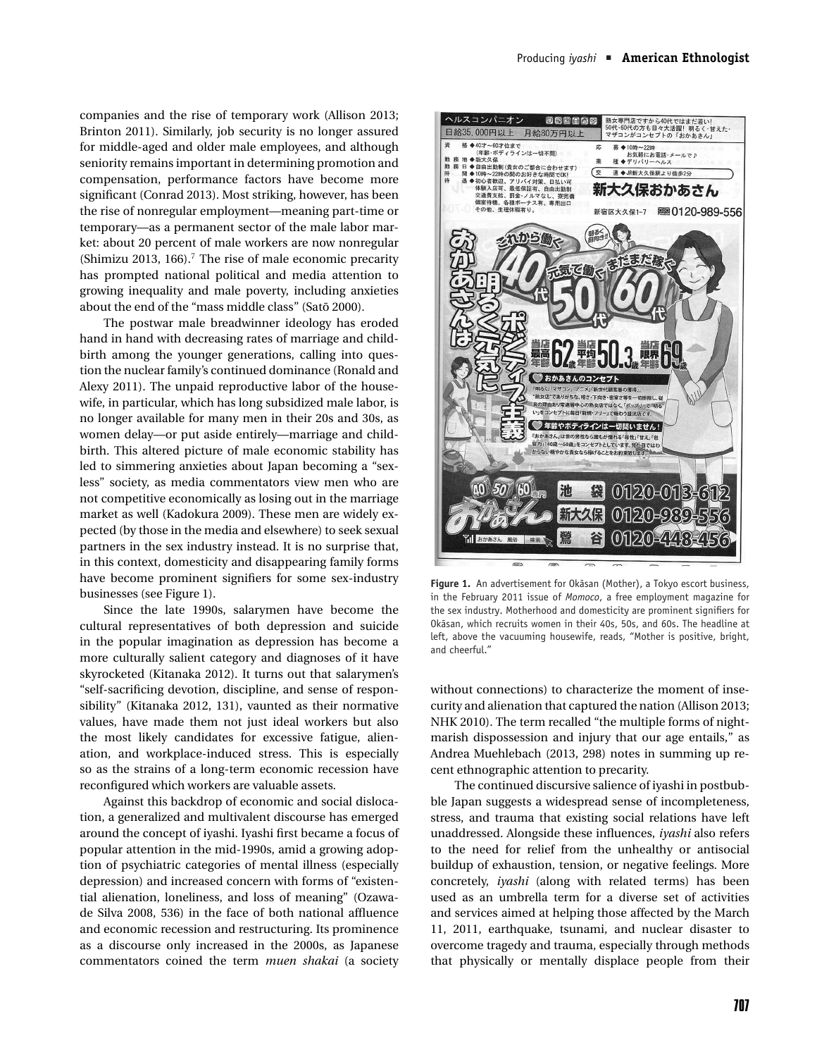companies and the rise of temporary work (Allison 2013; Brinton 2011). Similarly, job security is no longer assured for middle-aged and older male employees, and although seniority remains important in determining promotion and compensation, performance factors have become more significant (Conrad 2013). Most striking, however, has been the rise of nonregular employment—meaning part-time or temporary—as a permanent sector of the male labor market: about 20 percent of male workers are now nonregular (Shimizu 2013, 166).[7] The rise of male economic precarity has prompted national political and media attention to growing inequality and male poverty, including anxieties about the end of the "mass middle class" (Satō 2000).

The postwar male breadwinner ideology has eroded hand in hand with decreasing rates of marriage and childbirth among the younger generations, calling into question the nuclear family's continued dominance (Ronald and Alexy 2011). The unpaid reproductive labor of the housewife, in particular, which has long subsidized male labor, is no longer available for many men in their 20s and 30s, as women delay—or put aside entirely—marriage and childbirth. This altered picture of male economic stability has led to simmering anxieties about Japan becoming a "sexless" society, as media commentators view men who are not competitive economically as losing out in the marriage market as well (Kadokura 2009). These men are widely expected (by those in the media and elsewhere) to seek sexual partners in the sex industry instead. It is no surprise that, in this context, domesticity and disappearing family forms have become prominent signifiers for some sex-industry businesses (see Figure 1).

Since the late 1990s, salarymen have become the cultural representatives of both depression and suicide in the popular imagination as depression has become a more culturally salient category and diagnoses of it have skyrocketed (Kitanaka 2012). It turns out that salarymen's "self-sacrificing devotion, discipline, and sense of responsibility" (Kitanaka 2012, 131), vaunted as their normative values, have made them not just ideal workers but also the most likely candidates for excessive fatigue, alienation, and workplace-induced stress. This is especially so as the strains of a long-term economic recession have reconfigured which workers are valuable assets.

Against this backdrop of economic and social dislocation, a generalized and multivalent discourse has emerged around the concept of iyashi. Iyashi first became a focus of popular attention in the mid-1990s, amid a growing adoption of psychiatric categories of mental illness (especially depression) and increased concern with forms of "existential alienation, loneliness, and loss of meaning" (Ozawa-de Silva 2008, 536) in the face of both national affluence and economic recession and restructuring. Its prominence as a discourse only increased in the 2000s, as Japanese commentators coined the term *muen shakai* (a society without connections) to characterize the moment of insecurity and alienation that captured the nation (Allison 2013; NHK 2010). The term recalled "the multiple forms of nightmarish dispossession and injury that our age entails," as Andrea Muehlebach (2013, 298) notes in summing up recent ethnographic attention to precarity.

**Figure 1.** An advertisement for Okāsan (Mother), a Tokyo escort business, in the February 2011 issue of *Momoco*, a free employment magazine for the sex industry. Motherhood and domesticity are prominent signifiers for Okāsan, which recruits women in their 40s, 50s, and 60s. The headline at left, above the vacuuming housewife, reads, "Mother is positive, bright, and cheerful."

The continued discursive salience of iyashi in postbubble Japan suggests a widespread sense of incompleteness, stress, and trauma that existing social relations have left unaddressed. Alongside these influences, *iyashi* also refers to the need for relief from the unhealthy or antisocial buildup of exhaustion, tension, or negative feelings. More concretely, *iyashi* (along with related terms) has been used as an umbrella term for a diverse set of activities and services aimed at helping those affected by the March 11, 2011, earthquake, tsunami, and nuclear disaster to overcome tragedy and trauma, especially through methods that physically or mentally displace people from their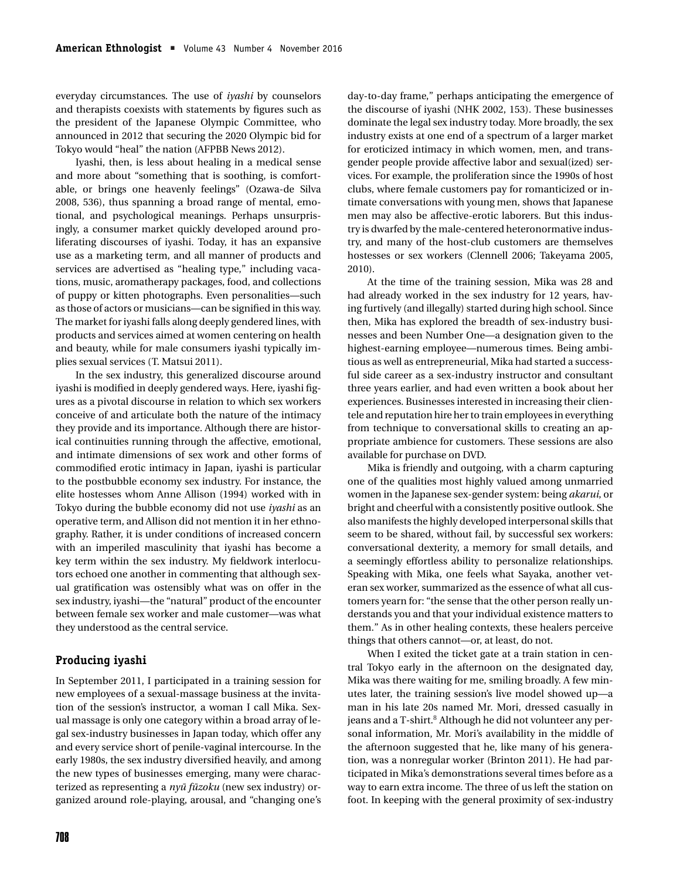everyday circumstances. The use of *iyashi* by counselors and therapists coexists with statements by figures such as the president of the Japanese Olympic Committee, who announced in 2012 that securing the 2020 Olympic bid for Tokyo would "heal" the nation (AFPBB News 2012).

Iyashi, then, is less about healing in a medical sense and more about "something that is soothing, is comfortable, or brings one heavenly feelings" (Ozawa-de Silva 2008, 536), thus spanning a broad range of mental, emotional, and psychological meanings. Perhaps unsurprisingly, a consumer market quickly developed around proliferating discourses of iyashi. Today, it has an expansive use as a marketing term, and all manner of products and services are advertised as "healing type," including vacations, music, aromatherapy packages, food, and collections of puppy or kitten photographs. Even personalities—such as those of actors or musicians—can be signified in this way. The market for iyashi falls along deeply gendered lines, with products and services aimed at women centering on health and beauty, while for male consumers iyashi typically implies sexual services (T. Matsui 2011).

In the sex industry, this generalized discourse around iyashi is modified in deeply gendered ways. Here, iyashi figures as a pivotal discourse in relation to which sex workers conceive of and articulate both the nature of the intimacy they provide and its importance. Although there are historical continuities running through the affective, emotional, and intimate dimensions of sex work and other forms of commodified erotic intimacy in Japan, iyashi is particular to the postbubble economy sex industry. For instance, the elite hostesses whom Anne Allison (1994) worked with in Tokyo during the bubble economy did not use *iyashi* as an operative term, and Allison did not mention it in her ethnography. Rather, it is under conditions of increased concern with an imperiled masculinity that iyashi has become a key term within the sex industry. My fieldwork interlocutors echoed one another in commenting that although sexual gratification was ostensibly what was on offer in the sex industry, iyashi—the "natural" product of the encounter between female sex worker and male customer—was what they understood as the central service.

## Producing iyashi

In September 2011, I participated in a training session for new employees of a sexual-massage business at the invitation of the session's instructor, a woman I call Mika. Sexual massage is only one category within a broad array of legal sex-industry businesses in Japan today, which offer any and every service short of penile-vaginal intercourse. In the early 1980s, the sex industry diversified heavily, and among the new types of businesses emerging, many were characterized as representing a *nyū fūzoku* (new sex industry) organized around role-playing, arousal, and "changing one's day-to-day frame," perhaps anticipating the emergence of the discourse of iyashi (NHK 2002, 153). These businesses dominate the legal sex industry today. More broadly, the sex industry exists at one end of a spectrum of a larger market for eroticized intimacy in which women, men, and transgender people provide affective labor and sexual(ized) services. For example, the proliferation since the 1990s of host clubs, where female customers pay for romanticized or intimate conversations with young men, shows that Japanese men may also be affective-erotic laborers. But this industry is dwarfed by the male-centered heteronormative industry, and many of the host-club customers are themselves hostesses or sex workers (Clennell 2006; Takeyama 2005, 2010).

At the time of the training session, Mika was 28 and had already worked in the sex industry for 12 years, having furtively (and illegally) started during high school. Since then, Mika has explored the breadth of sex-industry businesses and been Number One—a designation given to the highest-earning employee—numerous times. Being ambitious as well as entrepreneurial, Mika had started a successful side career as a sex-industry instructor and consultant three years earlier, and had even written a book about her experiences. Businesses interested in increasing their clientele and reputation hire her to train employees in everything from technique to conversational skills to creating an appropriate ambience for customers. These sessions are also available for purchase on DVD.

Mika is friendly and outgoing, with a charm capturing one of the qualities most highly valued among unmarried women in the Japanese sex-gender system: being *akarui*, or bright and cheerful with a consistently positive outlook. She also manifests the highly developed interpersonal skills that seem to be shared, without fail, by successful sex workers: conversational dexterity, a memory for small details, and a seemingly effortless ability to personalize relationships. Speaking with Mika, one feels what Sayaka, another veteran sex worker, summarized as the essence of what all customers yearn for: "the sense that the other person really understands you and that your individual existence matters to them." As in other healing contexts, these healers perceive things that others cannot—or, at least, do not.

When I exited the ticket gate at a train station in central Tokyo early in the afternoon on the designated day, Mika was there waiting for me, smiling broadly. A few minutes later, the training session's live model showed up—a man in his late 20s named Mr. Mori, dressed casually in jeans and a T-shirt.[8] Although he did not volunteer any personal information, Mr. Mori's availability in the middle of the afternoon suggested that he, like many of his generation, was a nonregular worker (Brinton 2011). He had participated in Mika's demonstrations several times before as a way to earn extra income. The three of us left the station on foot. In keeping with the general proximity of sex-industry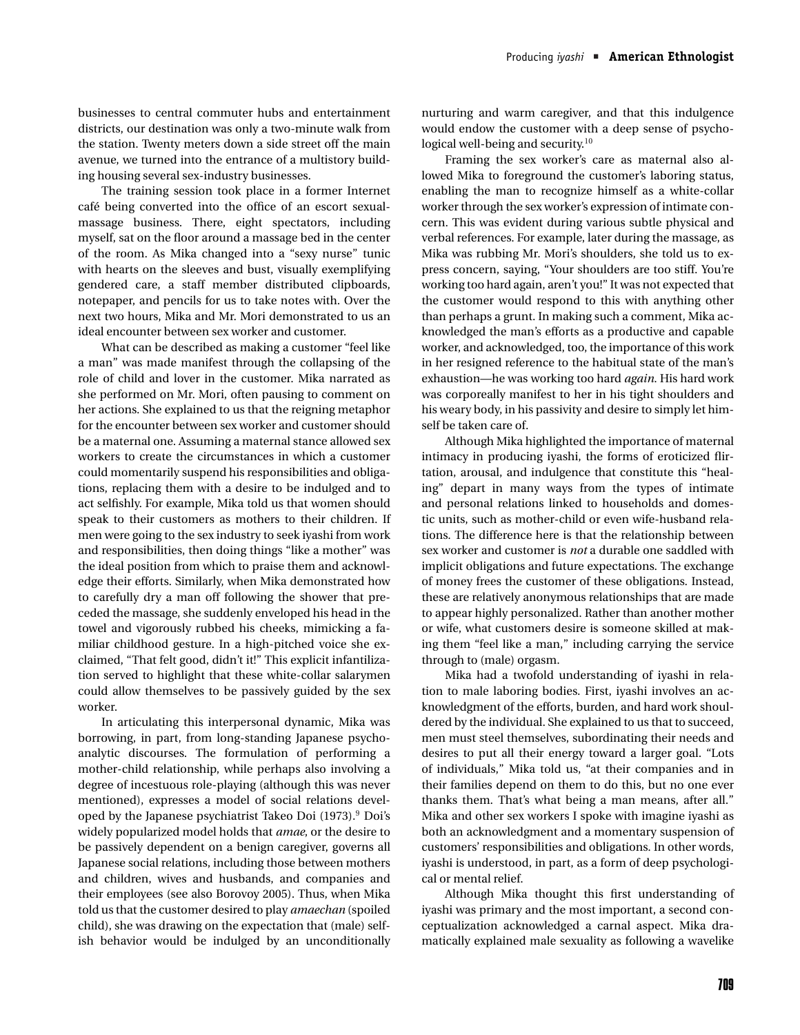businesses to central commuter hubs and entertainment districts, our destination was only a two-minute walk from the station. Twenty meters down a side street off the main avenue, we turned into the entrance of a multistory building housing several sex-industry businesses.

The training session took place in a former Internet café being converted into the office of an escort sexual-massage business. There, eight spectators, including myself, sat on the floor around a massage bed in the center of the room. As Mika changed into a "sexy nurse" tunic with hearts on the sleeves and bust, visually exemplifying gendered care, a staff member distributed clipboards, notepaper, and pencils for us to take notes with. Over the next two hours, Mika and Mr. Mori demonstrated to us an ideal encounter between sex worker and customer.

What can be described as making a customer "feel like a man" was made manifest through the collapsing of the role of child and lover in the customer. Mika narrated as she performed on Mr. Mori, often pausing to comment on her actions. She explained to us that the reigning metaphor for the encounter between sex worker and customer should be a maternal one. Assuming a maternal stance allowed sex workers to create the circumstances in which a customer could momentarily suspend his responsibilities and obligations, replacing them with a desire to be indulged and to act selfishly. For example, Mika told us that women should speak to their customers as mothers to their children. If men were going to the sex industry to seek iyashi from work and responsibilities, then doing things "like a mother" was the ideal position from which to praise them and acknowledge their efforts. Similarly, when Mika demonstrated how to carefully dry a man off following the shower that preceded the massage, she suddenly enveloped his head in the towel and vigorously rubbed his cheeks, mimicking a familiar childhood gesture. In a high-pitched voice she exclaimed, "That felt good, didn't it!" This explicit infantilization served to highlight that these white-collar salarymen could allow themselves to be passively guided by the sex worker.

In articulating this interpersonal dynamic, Mika was borrowing, in part, from long-standing Japanese psychoanalytic discourses. The formulation of performing a mother-child relationship, while perhaps also involving a degree of incestuous role-playing (although this was never mentioned), expresses a model of social relations developed by the Japanese psychiatrist Takeo Doi (1973).[9] Doi's widely popularized model holds that *amae*, or the desire to be passively dependent on a benign caregiver, governs all Japanese social relations, including those between mothers and children, wives and husbands, and companies and their employees (see also Borovoy 2005). Thus, when Mika told us that the customer desired to play *amaechan* (spoiled child), she was drawing on the expectation that (male) selfish behavior would be indulged by an unconditionally nurturing and warm caregiver, and that this indulgence would endow the customer with a deep sense of psychological well-being and security.[10]

Framing the sex worker's care as maternal also allowed Mika to foreground the customer's laboring status, enabling the man to recognize himself as a white-collar worker through the sex worker's expression of intimate concern. This was evident during various subtle physical and verbal references. For example, later during the massage, as Mika was rubbing Mr. Mori's shoulders, she told us to express concern, saying, "Your shoulders are too stiff. You're working too hard again, aren't you!" It was not expected that the customer would respond to this with anything other than perhaps a grunt. In making such a comment, Mika acknowledged the man's efforts as a productive and capable worker, and acknowledged, too, the importance of this work in her resigned reference to the habitual state of the man's exhaustion—he was working too hard *again*. His hard work was corporeally manifest to her in his tight shoulders and his weary body, in his passivity and desire to simply let himself be taken care of.

Although Mika highlighted the importance of maternal intimacy in producing iyashi, the forms of eroticized flirtation, arousal, and indulgence that constitute this "healing" depart in many ways from the types of intimate and personal relations linked to households and domestic units, such as mother-child or even wife-husband relations. The difference here is that the relationship between sex worker and customer is *not* a durable one saddled with implicit obligations and future expectations. The exchange of money frees the customer of these obligations. Instead, these are relatively anonymous relationships that are made to appear highly personalized. Rather than another mother or wife, what customers desire is someone skilled at making them "feel like a man," including carrying the service through to (male) orgasm.

Mika had a twofold understanding of iyashi in relation to male laboring bodies. First, iyashi involves an acknowledgment of the efforts, burden, and hard work shouldered by the individual. She explained to us that to succeed, men must steel themselves, subordinating their needs and desires to put all their energy toward a larger goal. "Lots of individuals," Mika told us, "at their companies and in their families depend on them to do this, but no one ever thanks them. That's what being a man means, after all." Mika and other sex workers I spoke with imagine iyashi as both an acknowledgment and a momentary suspension of customers' responsibilities and obligations. In other words, iyashi is understood, in part, as a form of deep psychological or mental relief.

Although Mika thought this first understanding of iyashi was primary and the most important, a second conceptualization acknowledged a carnal aspect. Mika dramatically explained male sexuality as following a wavelike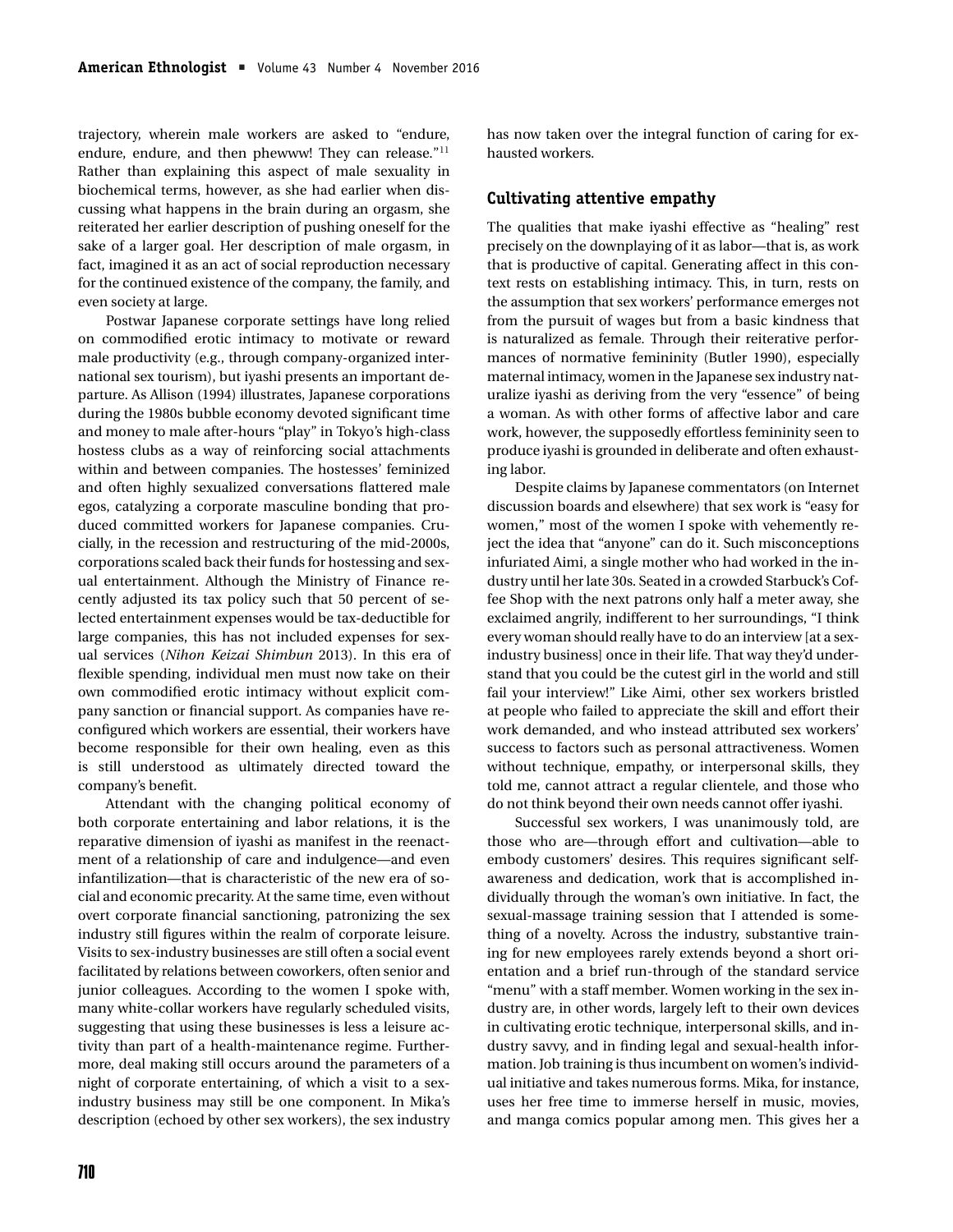trajectory, wherein male workers are asked to "endure, endure, endure, and then phewww! They can release."[11] Rather than explaining this aspect of male sexuality in biochemical terms, however, as she had earlier when discussing what happens in the brain during an orgasm, she reiterated her earlier description of pushing oneself for the sake of a larger goal. Her description of male orgasm, in fact, imagined it as an act of social reproduction necessary for the continued existence of the company, the family, and even society at large.

Postwar Japanese corporate settings have long relied on commodified erotic intimacy to motivate or reward male productivity (e.g., through company-organized international sex tourism), but iyashi presents an important departure. As Allison (1994) illustrates, Japanese corporations during the 1980s bubble economy devoted significant time and money to male after-hours "play" in Tokyo's high-class hostess clubs as a way of reinforcing social attachments within and between companies. The hostesses' feminized and often highly sexualized conversations flattered male egos, catalyzing a corporate masculine bonding that produced committed workers for Japanese companies. Crucially, in the recession and restructuring of the mid-2000s, corporations scaled back their funds for hostessing and sexual entertainment. Although the Ministry of Finance recently adjusted its tax policy such that 50 percent of selected entertainment expenses would be tax-deductible for large companies, this has not included expenses for sexual services (*Nihon Keizai Shimbun* 2013). In this era of flexible spending, individual men must now take on their own commodified erotic intimacy without explicit company sanction or financial support. As companies have reconfigured which workers are essential, their workers have become responsible for their own healing, even as this is still understood as ultimately directed toward the company's benefit.

Attendant with the changing political economy of both corporate entertaining and labor relations, it is the reparative dimension of iyashi as manifest in the reenactment of a relationship of care and indulgence—and even infantilization—that is characteristic of the new era of social and economic precarity. At the same time, even without overt corporate financial sanctioning, patronizing the sex industry still figures within the realm of corporate leisure. Visits to sex-industry businesses are still often a social event facilitated by relations between coworkers, often senior and junior colleagues. According to the women I spoke with, many white-collar workers have regularly scheduled visits, suggesting that using these businesses is less a leisure activity than part of a health-maintenance regime. Furthermore, deal making still occurs around the parameters of a night of corporate entertaining, of which a visit to a sex-industry business may still be one component. In Mika's description (echoed by other sex workers), the sex industry has now taken over the integral function of caring for exhausted workers.

## Cultivating attentive empathy

The qualities that make iyashi effective as "healing" rest precisely on the downplaying of it as labor—that is, as work that is productive of capital. Generating affect in this context rests on establishing intimacy. This, in turn, rests on the assumption that sex workers' performance emerges not from the pursuit of wages but from a basic kindness that is naturalized as female. Through their reiterative performances of normative femininity (Butler 1990), especially maternal intimacy, women in the Japanese sex industry naturalize iyashi as deriving from the very "essence" of being a woman. As with other forms of affective labor and care work, however, the supposedly effortless femininity seen to produce iyashi is grounded in deliberate and often exhausting labor.

Despite claims by Japanese commentators (on Internet discussion boards and elsewhere) that sex work is "easy for women," most of the women I spoke with vehemently reject the idea that "anyone" can do it. Such misconceptions infuriated Aimi, a single mother who had worked in the industry until her late 30s. Seated in a crowded Starbuck's Coffee Shop with the next patrons only half a meter away, she exclaimed angrily, indifferent to her surroundings, "I think every woman should really have to do an interview [at a sex-industry business] once in their life. That way they'd understand that you could be the cutest girl in the world and still fail your interview!" Like Aimi, other sex workers bristled at people who failed to appreciate the skill and effort their work demanded, and who instead attributed sex workers' success to factors such as personal attractiveness. Women without technique, empathy, or interpersonal skills, they told me, cannot attract a regular clientele, and those who do not think beyond their own needs cannot offer iyashi.

Successful sex workers, I was unanimously told, are those who are—through effort and cultivation—able to embody customers' desires. This requires significant self-awareness and dedication, work that is accomplished individually through the woman's own initiative. In fact, the sexual-massage training session that I attended is something of a novelty. Across the industry, substantive training for new employees rarely extends beyond a short orientation and a brief run-through of the standard service "menu" with a staff member. Women working in the sex industry are, in other words, largely left to their own devices in cultivating erotic technique, interpersonal skills, and industry savvy, and in finding legal and sexual-health information. Job training is thus incumbent on women's individual initiative and takes numerous forms. Mika, for instance, uses her free time to immerse herself in music, movies, and manga comics popular among men. This gives her a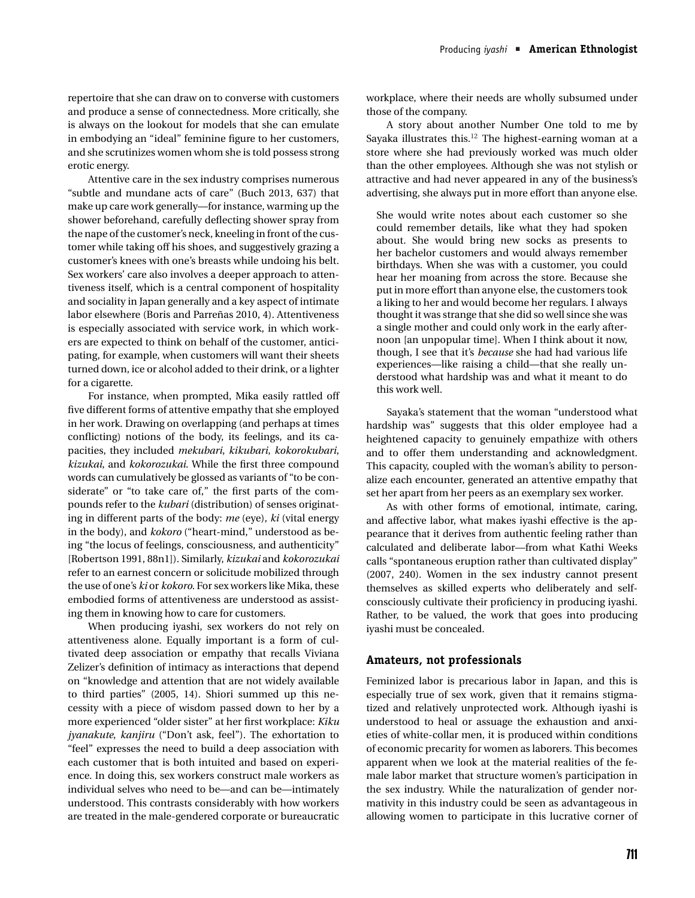repertoire that she can draw on to converse with customers and produce a sense of connectedness. More critically, she is always on the lookout for models that she can emulate in embodying an "ideal" feminine figure to her customers, and she scrutinizes women whom she is told possess strong erotic energy.

Attentive care in the sex industry comprises numerous "subtle and mundane acts of care" (Buch 2013, 637) that make up care work generally—for instance, warming up the shower beforehand, carefully deflecting shower spray from the nape of the customer's neck, kneeling in front of the customer while taking off his shoes, and suggestively grazing a customer's knees with one's breasts while undoing his belt. Sex workers' care also involves a deeper approach to attentiveness itself, which is a central component of hospitality and sociality in Japan generally and a key aspect of intimate labor elsewhere (Boris and Parreñas 2010, 4). Attentiveness is especially associated with service work, in which workers are expected to think on behalf of the customer, anticipating, for example, when customers will want their sheets turned down, ice or alcohol added to their drink, or a lighter for a cigarette.

For instance, when prompted, Mika easily rattled off five different forms of attentive empathy that she employed in her work. Drawing on overlapping (and perhaps at times conflicting) notions of the body, its feelings, and its capacities, they included *mekubari*, *kikubari*, *kokorokubari*, *kizukai*, and *kokorozukai*. While the first three compound words can cumulatively be glossed as variants of "to be considerate" or "to take care of," the first parts of the compounds refer to the *kubari* (distribution) of senses originating in different parts of the body: *me* (eye), *ki* (vital energy in the body), and *kokoro* ("heart-mind," understood as being "the locus of feelings, consciousness, and authenticity" [Robertson 1991, 88n1]). Similarly, *kizukai* and *kokorozukai* refer to an earnest concern or solicitude mobilized through the use of one's *ki* or *kokoro*. For sex workers like Mika, these embodied forms of attentiveness are understood as assisting them in knowing how to care for customers.

When producing iyashi, sex workers do not rely on attentiveness alone. Equally important is a form of cultivated deep association or empathy that recalls Viviana Zelizer's definition of intimacy as interactions that depend on "knowledge and attention that are not widely available to third parties" (2005, 14). Shiori summed up this necessity with a piece of wisdom passed down to her by a more experienced "older sister" at her first workplace: *Kiku jyanakute, kanjiru* ("Don't ask, feel"). The exhortation to "feel" expresses the need to build a deep association with each customer that is both intuited and based on experience. In doing this, sex workers construct male workers as individual selves who need to be—and can be—intimately understood. This contrasts considerably with how workers are treated in the male-gendered corporate or bureaucratic workplace, where their needs are wholly subsumed under those of the company.

A story about another Number One told to me by Sayaka illustrates this.[12] The highest-earning woman at a store where she had previously worked was much older than the other employees. Although she was not stylish or attractive and had never appeared in any of the business's advertising, she always put in more effort than anyone else.

> She would write notes about each customer so she could remember details, like what they had spoken about. She would bring new socks as presents to her bachelor customers and would always remember birthdays. When she was with a customer, you could hear her moaning from across the store. Because she put in more effort than anyone else, the customers took a liking to her and would become her regulars. I always thought it was strange that she did so well since she was a single mother and could only work in the early afternoon [an unpopular time]. When I think about it now, though, I see that it's *because* she had had various life experiences—like raising a child—that she really understood what hardship was and what it meant to do this work well.

Sayaka's statement that the woman "understood what hardship was" suggests that this older employee had a heightened capacity to genuinely empathize with others and to offer them understanding and acknowledgment. This capacity, coupled with the woman's ability to personalize each encounter, generated an attentive empathy that set her apart from her peers as an exemplary sex worker.

As with other forms of emotional, intimate, caring, and affective labor, what makes iyashi effective is the appearance that it derives from authentic feeling rather than calculated and deliberate labor—from what Kathi Weeks calls "spontaneous eruption rather than cultivated display" (2007, 240). Women in the sex industry cannot present themselves as skilled experts who deliberately and self-consciously cultivate their proficiency in producing iyashi. Rather, to be valued, the work that goes into producing iyashi must be concealed.

## Amateurs, not professionals

Feminized labor is precarious labor in Japan, and this is especially true of sex work, given that it remains stigmatized and relatively unprotected work. Although iyashi is understood to heal or assuage the exhaustion and anxieties of white-collar men, it is produced within conditions of economic precarity for women as laborers. This becomes apparent when we look at the material realities of the female labor market that structure women's participation in the sex industry. While the naturalization of gender normativity in this industry could be seen as advantageous in allowing women to participate in this lucrative corner of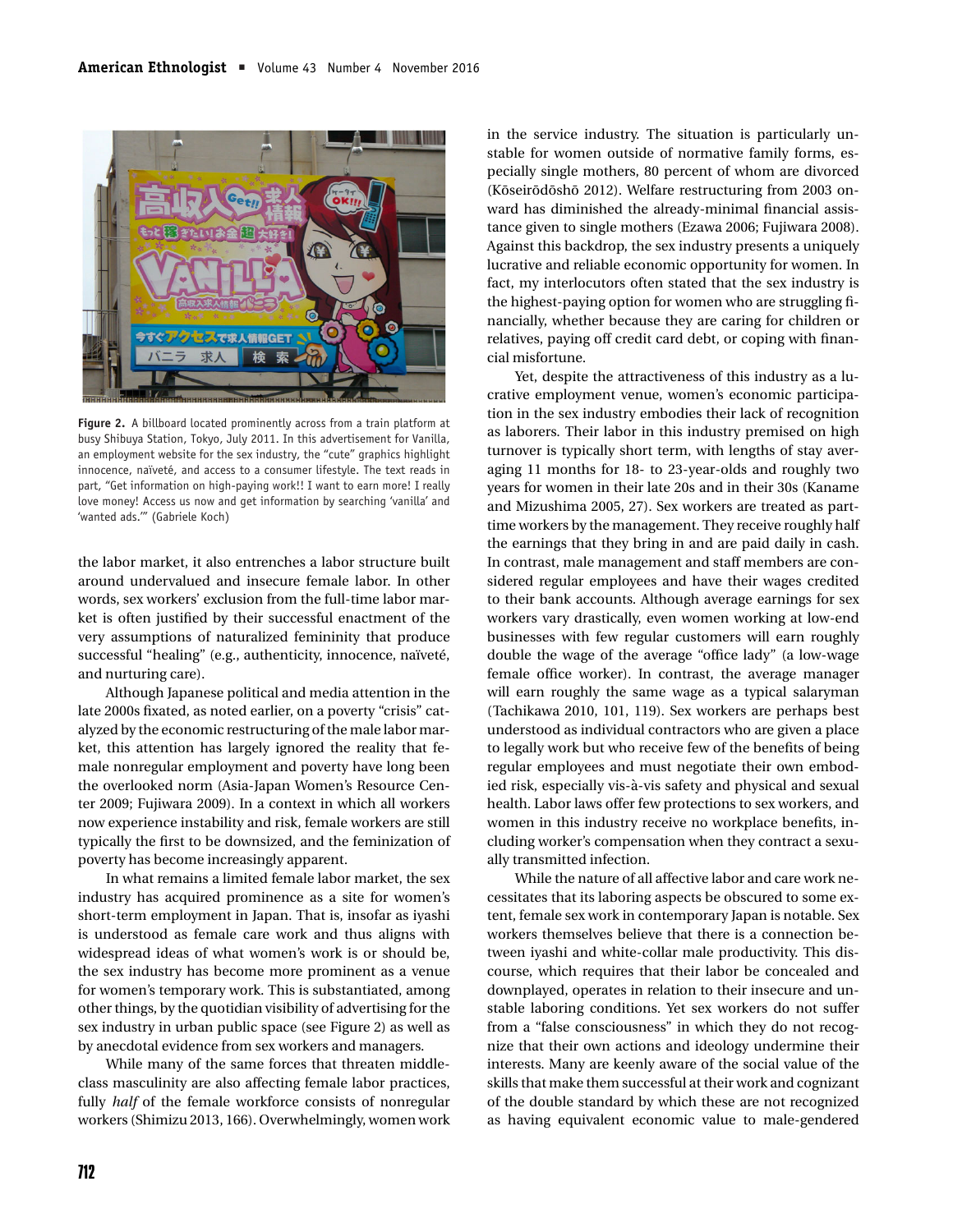Figure 2. A billboard located prominently across from a train platform at busy Shibuya Station, Tokyo, July 2011. In this advertisement for Vanilla, an employment website for the sex industry, the "cute" graphics highlight innocence, naïveté, and access to a consumer lifestyle. The text reads in part, "Get information on high-paying work!! I want to earn more! I really love money! Access us now and get information by searching 'vanilla' and 'wanted ads.'" (Gabriele Koch)

the labor market, it also entrenches a labor structure built around undervalued and insecure female labor. In other words, sex workers' exclusion from the full-time labor market is often justified by their successful enactment of the very assumptions of naturalized femininity that produce successful "healing" (e.g., authenticity, innocence, naïveté, and nurturing care).

Although Japanese political and media attention in the late 2000s fixated, as noted earlier, on a poverty "crisis" catalyzed by the economic restructuring of the male labor market, this attention has largely ignored the reality that female nonregular employment and poverty have long been the overlooked norm (Asia-Japan Women's Resource Center 2009; Fujiwara 2009). In a context in which all workers now experience instability and risk, female workers are still typically the first to be downsized, and the feminization of poverty has become increasingly apparent.

In what remains a limited female labor market, the sex industry has acquired prominence as a site for women's short-term employment in Japan. That is, insofar as iyashi is understood as female care work and thus aligns with widespread ideas of what women's work is or should be, the sex industry has become more prominent as a venue for women's temporary work. This is substantiated, among other things, by the quotidian visibility of advertising for the sex industry in urban public space (see Figure 2) as well as by anecdotal evidence from sex workers and managers.

While many of the same forces that threaten middle-class masculinity are also affecting female labor practices, fully *half* of the female workforce consists of nonregular workers (Shimizu 2013, 166). Overwhelmingly, women work in the service industry. The situation is particularly unstable for women outside of normative family forms, especially single mothers, 80 percent of whom are divorced (Kōseirōdōshō 2012). Welfare restructuring from 2003 onward has diminished the already-minimal financial assistance given to single mothers (Ezawa 2006; Fujiwara 2008). Against this backdrop, the sex industry presents a uniquely lucrative and reliable economic opportunity for women. In fact, my interlocutors often stated that the sex industry is the highest-paying option for women who are struggling financially, whether because they are caring for children or relatives, paying off credit card debt, or coping with financial misfortune.

Yet, despite the attractiveness of this industry as a lucrative employment venue, women's economic participation in the sex industry embodies their lack of recognition as laborers. Their labor in this industry premised on high turnover is typically short term, with lengths of stay averaging 11 months for 18- to 23-year-olds and roughly two years for women in their late 20s and in their 30s (Kaname and Mizushima 2005, 27). Sex workers are treated as part-time workers by the management. They receive roughly half the earnings that they bring in and are paid daily in cash. In contrast, male management and staff members are considered regular employees and have their wages credited to their bank accounts. Although average earnings for sex workers vary drastically, even women working at low-end businesses with few regular customers will earn roughly double the wage of the average "office lady" (a low-wage female office worker). In contrast, the average manager will earn roughly the same wage as a typical salaryman (Tachikawa 2010, 101, 119). Sex workers are perhaps best understood as individual contractors who are given a place to legally work but who receive few of the benefits of being regular employees and must negotiate their own embodied risk, especially vis-à-vis safety and physical and sexual health. Labor laws offer few protections to sex workers, and women in this industry receive no workplace benefits, including worker's compensation when they contract a sexually transmitted infection.

While the nature of all affective labor and care work necessitates that its laboring aspects be obscured to some extent, female sex work in contemporary Japan is notable. Sex workers themselves believe that there is a connection between iyashi and white-collar male productivity. This discourse, which requires that their labor be concealed and downplayed, operates in relation to their insecure and unstable laboring conditions. Yet sex workers do not suffer from a "false consciousness" in which they do not recognize that their own actions and ideology undermine their interests. Many are keenly aware of the social value of the skills that make them successful at their work and cognizant of the double standard by which these are not recognized as having equivalent economic value to male-gendered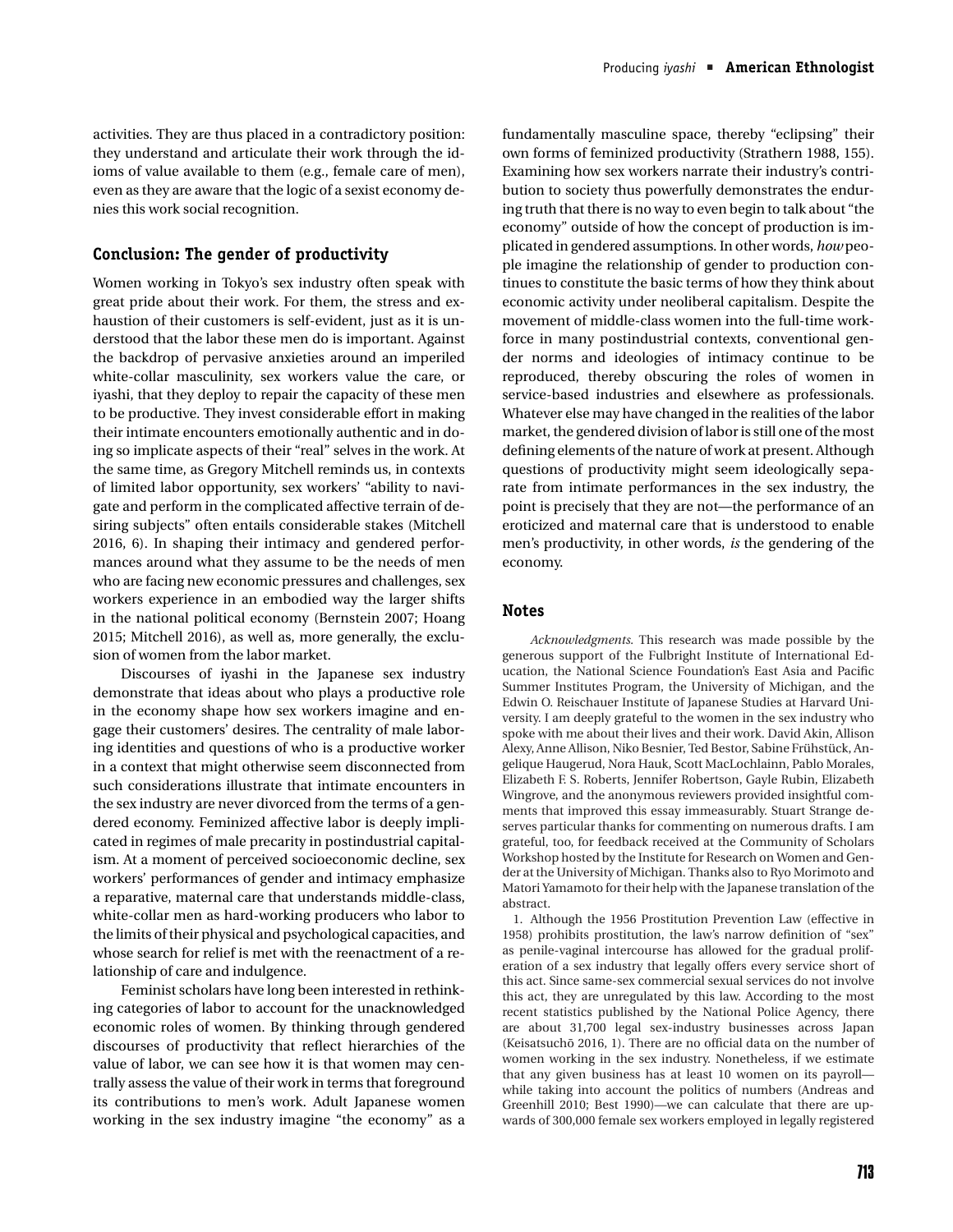activities. They are thus placed in a contradictory position: they understand and articulate their work through the idioms of value available to them (e.g., female care of men), even as they are aware that the logic of a sexist economy denies this work social recognition.

## Conclusion: The gender of productivity

Women working in Tokyo's sex industry often speak with great pride about their work. For them, the stress and exhaustion of their customers is self-evident, just as it is understood that the labor these men do is important. Against the backdrop of pervasive anxieties around an imperiled white-collar masculinity, sex workers value the care, or iyashi, that they deploy to repair the capacity of these men to be productive. They invest considerable effort in making their intimate encounters emotionally authentic and in doing so implicate aspects of their "real" selves in the work. At the same time, as Gregory Mitchell reminds us, in contexts of limited labor opportunity, sex workers' "ability to navigate and perform in the complicated affective terrain of desiring subjects" often entails considerable stakes (Mitchell 2016, 6). In shaping their intimacy and gendered performances around what they assume to be the needs of men who are facing new economic pressures and challenges, sex workers experience in an embodied way the larger shifts in the national political economy (Bernstein 2007; Hoang 2015; Mitchell 2016), as well as, more generally, the exclusion of women from the labor market.

Discourses of iyashi in the Japanese sex industry demonstrate that ideas about who plays a productive role in the economy shape how sex workers imagine and engage their customers' desires. The centrality of male laboring identities and questions of who is a productive worker in a context that might otherwise seem disconnected from such considerations illustrate that intimate encounters in the sex industry are never divorced from the terms of a gendered economy. Feminized affective labor is deeply implicated in regimes of male precarity in postindustrial capitalism. At a moment of perceived socioeconomic decline, sex workers' performances of gender and intimacy emphasize a reparative, maternal care that understands middle-class, white-collar men as hard-working producers who labor to the limits of their physical and psychological capacities, and whose search for relief is met with the reenactment of a relationship of care and indulgence.

Feminist scholars have long been interested in rethinking categories of labor to account for the unacknowledged economic roles of women. By thinking through gendered discourses of productivity that reflect hierarchies of the value of labor, we can see how it is that women may centrally assess the value of their work in terms that foreground its contributions to men's work. Adult Japanese women working in the sex industry imagine "the economy" as a fundamentally masculine space, thereby "eclipsing" their own forms of feminized productivity (Strathern 1988, 155). Examining how sex workers narrate their industry's contribution to society thus powerfully demonstrates the enduring truth that there is no way to even begin to talk about "the economy" outside of how the concept of production is implicated in gendered assumptions. In other words, *how* people imagine the relationship of gender to production continues to constitute the basic terms of how they think about economic activity under neoliberal capitalism. Despite the movement of middle-class women into the full-time workforce in many postindustrial contexts, conventional gender norms and ideologies of intimacy continue to be reproduced, thereby obscuring the roles of women in service-based industries and elsewhere as professionals. Whatever else may have changed in the realities of the labor market, the gendered division of labor is still one of the most defining elements of the nature of work at present. Although questions of productivity might seem ideologically separate from intimate performances in the sex industry, the point is precisely that they are not—the performance of an eroticized and maternal care that is understood to enable men's productivity, in other words, *is* the gendering of the economy.

## Notes

*Acknowledgments.* This research was made possible by the generous support of the Fulbright Institute of International Education, the National Science Foundation's East Asia and Pacific Summer Institutes Program, the University of Michigan, and the Edwin O. Reischauer Institute of Japanese Studies at Harvard University. I am deeply grateful to the women in the sex industry who spoke with me about their lives and their work. David Akin, Allison Alexy, Anne Allison, Niko Besnier, Ted Bestor, Sabine Frühstück, Angelique Haugerud, Nora Hauk, Scott MacLochlainn, Pablo Morales, Elizabeth F. S. Roberts, Jennifer Robertson, Gayle Rubin, Elizabeth Wingrove, and the anonymous reviewers provided insightful comments that improved this essay immeasurably. Stuart Strange deserves particular thanks for commenting on numerous drafts. I am grateful, too, for feedback received at the Community of Scholars Workshop hosted by the Institute for Research on Women and Gender at the University of Michigan. Thanks also to Ryo Morimoto and Matori Yamamoto for their help with the Japanese translation of the abstract.

1. Although the 1956 Prostitution Prevention Law (effective in 1958) prohibits prostitution, the law's narrow definition of "sex" as penile-vaginal intercourse has allowed for the gradual proliferation of a sex industry that legally offers every service short of this act. Since same-sex commercial sexual services do not involve this act, they are unregulated by this law. According to the most recent statistics published by the National Police Agency, there are about 31,700 legal sex-industry businesses across Japan (Keisatsuchō 2016, 1). There are no official data on the number of women working in the sex industry. Nonetheless, if we estimate that any given business has at least 10 women on its payroll—while taking into account the politics of numbers (Andreas and Greenhill 2010; Best 1990)—we can calculate that there are upwards of 300,000 female sex workers employed in legally registered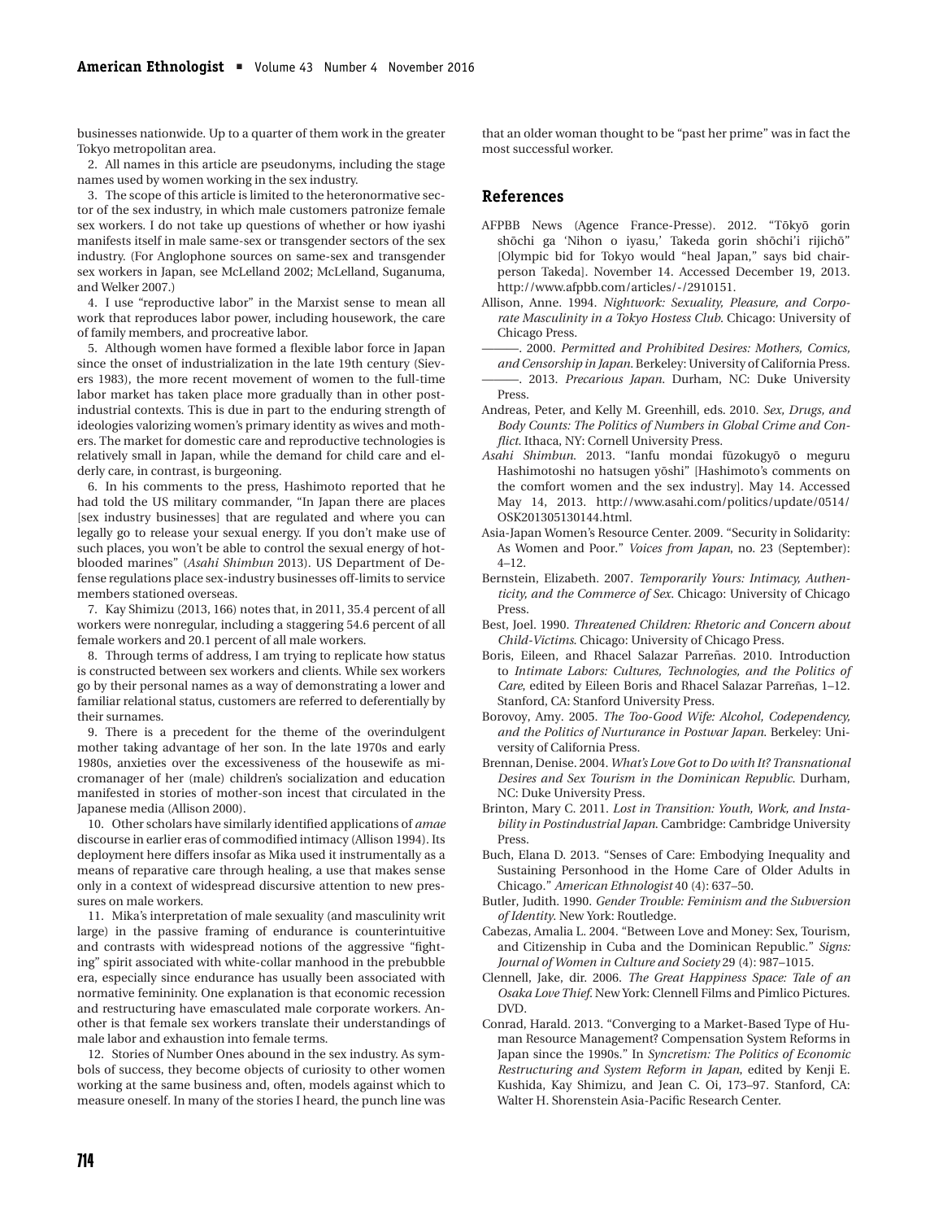businesses nationwide. Up to a quarter of them work in the greater Tokyo metropolitan area.

2. All names in this article are pseudonyms, including the stage names used by women working in the sex industry.

3. The scope of this article is limited to the heteronormative sector of the sex industry, in which male customers patronize female sex workers. I do not take up questions of whether or how iyashi manifests itself in male same-sex or transgender sectors of the sex industry. (For Anglophone sources on same-sex and transgender sex workers in Japan, see McLelland 2002; McLelland, Suganuma, and Welker 2007.)

4. I use "reproductive labor" in the Marxist sense to mean all work that reproduces labor power, including housework, the care of family members, and procreative labor.

5. Although women have formed a flexible labor force in Japan since the onset of industrialization in the late 19th century (Sievers 1983), the more recent movement of women to the full-time labor market has taken place more gradually than in other postindustrial contexts. This is due in part to the enduring strength of ideologies valorizing women's primary identity as wives and mothers. The market for domestic care and reproductive technologies is relatively small in Japan, while the demand for child care and elderly care, in contrast, is burgeoning.

6. In his comments to the press, Hashimoto reported that he had told the US military commander, "In Japan there are places [sex industry businesses] that are regulated and where you can legally go to release your sexual energy. If you don't make use of such places, you won't be able to control the sexual energy of hot-blooded marines" (*Asahi Shimbun* 2013). US Department of Defense regulations place sex-industry businesses off-limits to service members stationed overseas.

7. Kay Shimizu (2013, 166) notes that, in 2011, 35.4 percent of all workers were nonregular, including a staggering 54.6 percent of all female workers and 20.1 percent of all male workers.

8. Through terms of address, I am trying to replicate how status is constructed between sex workers and clients. While sex workers go by their personal names as a way of demonstrating a lower and familiar relational status, customers are referred to deferentially by their surnames.

9. There is a precedent for the theme of the overindulgent mother taking advantage of her son. In the late 1970s and early 1980s, anxieties over the excessiveness of the housewife as micromanager of her (male) children's socialization and education manifested in stories of mother-son incest that circulated in the Japanese media (Allison 2000).

10. Other scholars have similarly identified applications of *amae* discourse in earlier eras of commodified intimacy (Allison 1994). Its deployment here differs insofar as Mika used it instrumentally as a means of reparative care through healing, a use that makes sense only in a context of widespread discursive attention to new pressures on male workers.

11. Mika's interpretation of male sexuality (and masculinity writ large) in the passive framing of endurance is counterintuitive and contrasts with widespread notions of the aggressive "fighting" spirit associated with white-collar manhood in the prebubble era, especially since endurance has usually been associated with normative femininity. One explanation is that economic recession and restructuring have emasculated male corporate workers. Another is that female sex workers translate their understandings of male labor and exhaustion into female terms.

12. Stories of Number Ones abound in the sex industry. As symbols of success, they become objects of curiosity to other women working at the same business and, often, models against which to measure oneself. In many of the stories I heard, the punch line was that an older woman thought to be "past her prime" was in fact the most successful worker.

## References

AFPBB News (Agence France-Presse). 2012. "Tōkyō gorin shōchi ga 'Nihon o iyasu,' Takeda gorin shōchi'i rijichō" [Olympic bid for Tokyo would "heal Japan," says bid chairperson Takeda]. November 14. Accessed December 19, 2013. http://www.afpbb.com/articles/-/2910151.

Allison, Anne. 1994. *Nightwork: Sexuality, Pleasure, and Corporate Masculinity in a Tokyo Hostess Club*. Chicago: University of Chicago Press.

———. 2000. *Permitted and Prohibited Desires: Mothers, Comics, and Censorship in Japan*. Berkeley: University of California Press.

———. 2013. *Precarious Japan*. Durham, NC: Duke University Press.

Andreas, Peter, and Kelly M. Greenhill, eds. 2010. *Sex, Drugs, and Body Counts: The Politics of Numbers in Global Crime and Conflict*. Ithaca, NY: Cornell University Press.

*Asahi Shimbun*. 2013. "Ianfu mondai fūzokugyō o meguru Hashimotoshi no hatsugen yōshi" [Hashimoto's comments on the comfort women and the sex industry]. May 14. Accessed May 14, 2013. http://www.asahi.com/politics/update/0514/OSK201305130144.html.

Asia-Japan Women's Resource Center. 2009. "Security in Solidarity: As Women and Poor." *Voices from Japan*, no. 23 (September): 4–12.

Bernstein, Elizabeth. 2007. *Temporarily Yours: Intimacy, Authenticity, and the Commerce of Sex*. Chicago: University of Chicago Press.

Best, Joel. 1990. *Threatened Children: Rhetoric and Concern about Child-Victims*. Chicago: University of Chicago Press.

Boris, Eileen, and Rhacel Salazar Parreñas. 2010. Introduction to *Intimate Labors: Cultures, Technologies, and the Politics of Care*, edited by Eileen Boris and Rhacel Salazar Parreñas, 1–12. Stanford, CA: Stanford University Press.

Borovoy, Amy. 2005. *The Too-Good Wife: Alcohol, Codependency, and the Politics of Nurturance in Postwar Japan*. Berkeley: University of California Press.

Brennan, Denise. 2004. *What's Love Got to Do with It? Transnational Desires and Sex Tourism in the Dominican Republic*. Durham, NC: Duke University Press.

Brinton, Mary C. 2011. *Lost in Transition: Youth, Work, and Instability in Postindustrial Japan*. Cambridge: Cambridge University Press.

Buch, Elana D. 2013. "Senses of Care: Embodying Inequality and Sustaining Personhood in the Home Care of Older Adults in Chicago." *American Ethnologist* 40 (4): 637–50.

Butler, Judith. 1990. *Gender Trouble: Feminism and the Subversion of Identity*. New York: Routledge.

Cabezas, Amalia L. 2004. "Between Love and Money: Sex, Tourism, and Citizenship in Cuba and the Dominican Republic." *Signs: Journal of Women in Culture and Society* 29 (4): 987–1015.

Clennell, Jake, dir. 2006. *The Great Happiness Space: Tale of an Osaka Love Thief*. New York: Clennell Films and Pimlico Pictures. DVD.

Conrad, Harald. 2013. "Converging to a Market-Based Type of Human Resource Management? Compensation System Reforms in Japan since the 1990s." In *Syncretism: The Politics of Economic Restructuring and System Reform in Japan*, edited by Kenji E. Kushida, Kay Shimizu, and Jean C. Oi, 173–97. Stanford, CA: Walter H. Shorenstein Asia-Pacific Research Center.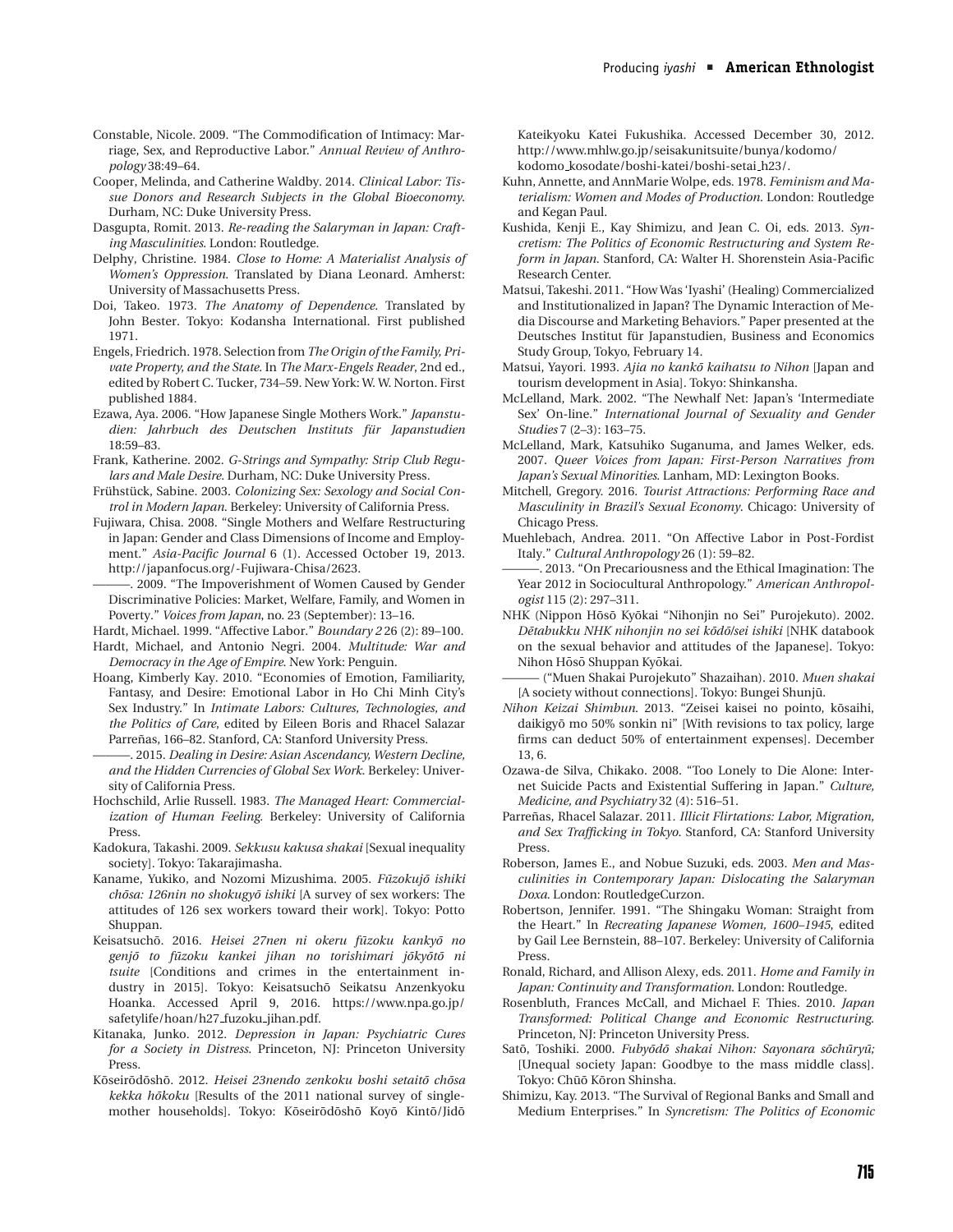Constable, Nicole. 2009. "The Commodification of Intimacy: Marriage, Sex, and Reproductive Labor." *Annual Review of Anthropology* 38:49–64.

Cooper, Melinda, and Catherine Waldby. 2014. *Clinical Labor: Tissue Donors and Research Subjects in the Global Bioeconomy*. Durham, NC: Duke University Press.

Dasgupta, Romit. 2013. *Re-reading the Salaryman in Japan: Crafting Masculinities*. London: Routledge.

Delphy, Christine. 1984. *Close to Home: A Materialist Analysis of Women's Oppression*. Translated by Diana Leonard. Amherst: University of Massachusetts Press.

Doi, Takeo. 1973. *The Anatomy of Dependence*. Translated by John Bester. Tokyo: Kodansha International. First published 1971.

Engels, Friedrich. 1978. Selection from *The Origin of the Family, Private Property, and the State*. In *The Marx-Engels Reader*, 2nd ed., edited by Robert C. Tucker, 734–59. New York: W. W. Norton. First published 1884.

Ezawa, Aya. 2006. "How Japanese Single Mothers Work." *Japanstudien: Jahrbuch des Deutschen Instituts für Japanstudien* 18:59–83.

Frank, Katherine. 2002. *G-Strings and Sympathy: Strip Club Regulars and Male Desire*. Durham, NC: Duke University Press.

Frühstück, Sabine. 2003. *Colonizing Sex: Sexology and Social Control in Modern Japan*. Berkeley: University of California Press.

Fujiwara, Chisa. 2008. "Single Mothers and Welfare Restructuring in Japan: Gender and Class Dimensions of Income and Employment." *Asia-Pacific Journal* 6 (1). Accessed October 19, 2013. http://japanfocus.org/-Fujiwara-Chisa/2623.

———. 2009. "The Impoverishment of Women Caused by Gender Discriminative Policies: Market, Welfare, Family, and Women in Poverty." *Voices from Japan*, no. 23 (September): 13–16.

Hardt, Michael. 1999. "Affective Labor." *Boundary 2* 26 (2): 89–100.

Hardt, Michael, and Antonio Negri. 2004. *Multitude: War and Democracy in the Age of Empire*. New York: Penguin.

Hoang, Kimberly Kay. 2010. "Economies of Emotion, Familiarity, Fantasy, and Desire: Emotional Labor in Ho Chi Minh City's Sex Industry." In *Intimate Labors: Cultures, Technologies, and the Politics of Care*, edited by Eileen Boris and Rhacel Salazar Parreñas, 166–82. Stanford, CA: Stanford University Press.

———. 2015. *Dealing in Desire: Asian Ascendancy, Western Decline, and the Hidden Currencies of Global Sex Work*. Berkeley: University of California Press.

Hochschild, Arlie Russell. 1983. *The Managed Heart: Commercialization of Human Feeling*. Berkeley: University of California Press.

Kadokura, Takashi. 2009. *Sekkusu kakusa shakai* [Sexual inequality society]. Tokyo: Takarajimasha.

Kaname, Yukiko, and Nozomi Mizushima. 2005. *Fūzokujō ishiki chōsa: 126nin no shokugyō ishiki* [A survey of sex workers: The attitudes of 126 sex workers toward their work]. Tokyo: Potto Shuppan.

Keisatsuchō. 2016. *Heisei 27nen ni okeru fūzoku kankyō no genjō to fūzoku kankei jihan no torishimari jōkyōtō ni tsuite* [Conditions and crimes in the entertainment industry in 2015]. Tokyo: Keisatsuchō Seikatsu Anzenkyoku Hoanka. Accessed April 9, 2016. https://www.npa.go.jp/safetylife/hoan/h27_fuzoku_jihan.pdf.

Kitanaka, Junko. 2012. *Depression in Japan: Psychiatric Cures for a Society in Distress*. Princeton, NJ: Princeton University Press.

Kōseirōdōshō. 2012. *Heisei 23nendo zenkoku boshi setaitō chōsa kekka hōkoku* [Results of the 2011 national survey of single-mother households]. Tokyo: Kōseirōdōshō Koyō Kintō/Jidō Kateikyoku Katei Fukushika. Accessed December 30, 2012. http://www.mhlw.go.jp/seisakunitsuite/bunya/kodomo/kodomo_kosodate/boshi-katei/boshi-setai_h23/.

Kuhn, Annette, and AnnMarie Wolpe, eds. 1978. *Feminism and Materialism: Women and Modes of Production*. London: Routledge and Kegan Paul.

Kushida, Kenji E., Kay Shimizu, and Jean C. Oi, eds. 2013. *Syncretism: The Politics of Economic Restructuring and System Reform in Japan*. Stanford, CA: Walter H. Shorenstein Asia-Pacific Research Center.

Matsui, Takeshi. 2011. "How Was 'Iyashi' (Healing) Commercialized and Institutionalized in Japan? The Dynamic Interaction of Media Discourse and Marketing Behaviors." Paper presented at the Deutsches Institut für Japanstudien, Business and Economics Study Group, Tokyo, February 14.

Matsui, Yayori. 1993. *Ajia no kankō kaihatsu to Nihon* [Japan and tourism development in Asia]. Tokyo: Shinkansha.

McLelland, Mark. 2002. "The Newhalf Net: Japan's 'Intermediate Sex' On-line." *International Journal of Sexuality and Gender Studies* 7 (2–3): 163–75.

McLelland, Mark, Katsuhiko Suganuma, and James Welker, eds. 2007. *Queer Voices from Japan: First-Person Narratives from Japan's Sexual Minorities*. Lanham, MD: Lexington Books.

Mitchell, Gregory. 2016. *Tourist Attractions: Performing Race and Masculinity in Brazil's Sexual Economy*. Chicago: University of Chicago Press.

Muehlebach, Andrea. 2011. "On Affective Labor in Post-Fordist Italy." *Cultural Anthropology* 26 (1): 59–82.

———. 2013. "On Precariousness and the Ethical Imagination: The Year 2012 in Sociocultural Anthropology." *American Anthropologist* 115 (2): 297–311.

NHK (Nippon Hōsō Kyōkai "Nihonjin no Sei" Purojekuto). 2002. *Dētabukku NHK nihonjin no sei kōdō/sei ishiki* [NHK databook on the sexual behavior and attitudes of the Japanese]. Tokyo: Nihon Hōsō Shuppan Kyōkai.

——— ("Muen Shakai Purojekuto" Shazaihan). 2010. *Muen shakai* [A society without connections]. Tokyo: Bungei Shunjū.

*Nihon Keizai Shimbun*. 2013. "Zeisei kaisei no pointo, kōsaihi, daikigyō mo 50% sonkin ni" [With revisions to tax policy, large firms can deduct 50% of entertainment expenses]. December 13, 6.

Ozawa-de Silva, Chikako. 2008. "Too Lonely to Die Alone: Internet Suicide Pacts and Existential Suffering in Japan." *Culture, Medicine, and Psychiatry* 32 (4): 516–51.

Parreñas, Rhacel Salazar. 2011. *Illicit Flirtations: Labor, Migration, and Sex Trafficking in Tokyo*. Stanford, CA: Stanford University Press.

Roberson, James E., and Nobue Suzuki, eds. 2003. *Men and Masculinities in Contemporary Japan: Dislocating the Salaryman Doxa*. London: RoutledgeCurzon.

Robertson, Jennifer. 1991. "The Shingaku Woman: Straight from the Heart." In *Recreating Japanese Women, 1600–1945*, edited by Gail Lee Bernstein, 88–107. Berkeley: University of California Press.

Ronald, Richard, and Allison Alexy, eds. 2011. *Home and Family in Japan: Continuity and Transformation*. London: Routledge.

Rosenbluth, Frances McCall, and Michael F. Thies. 2010. *Japan Transformed: Political Change and Economic Restructuring*. Princeton, NJ: Princeton University Press.

Satō, Toshiki. 2000. *Fubyōdō shakai Nihon: Sayonara sōchūryū;* [Unequal society Japan: Goodbye to the mass middle class]. Tokyo: Chūō Kōron Shinsha.

Shimizu, Kay. 2013. "The Survival of Regional Banks and Small and Medium Enterprises." In *Syncretism: The Politics of Economic*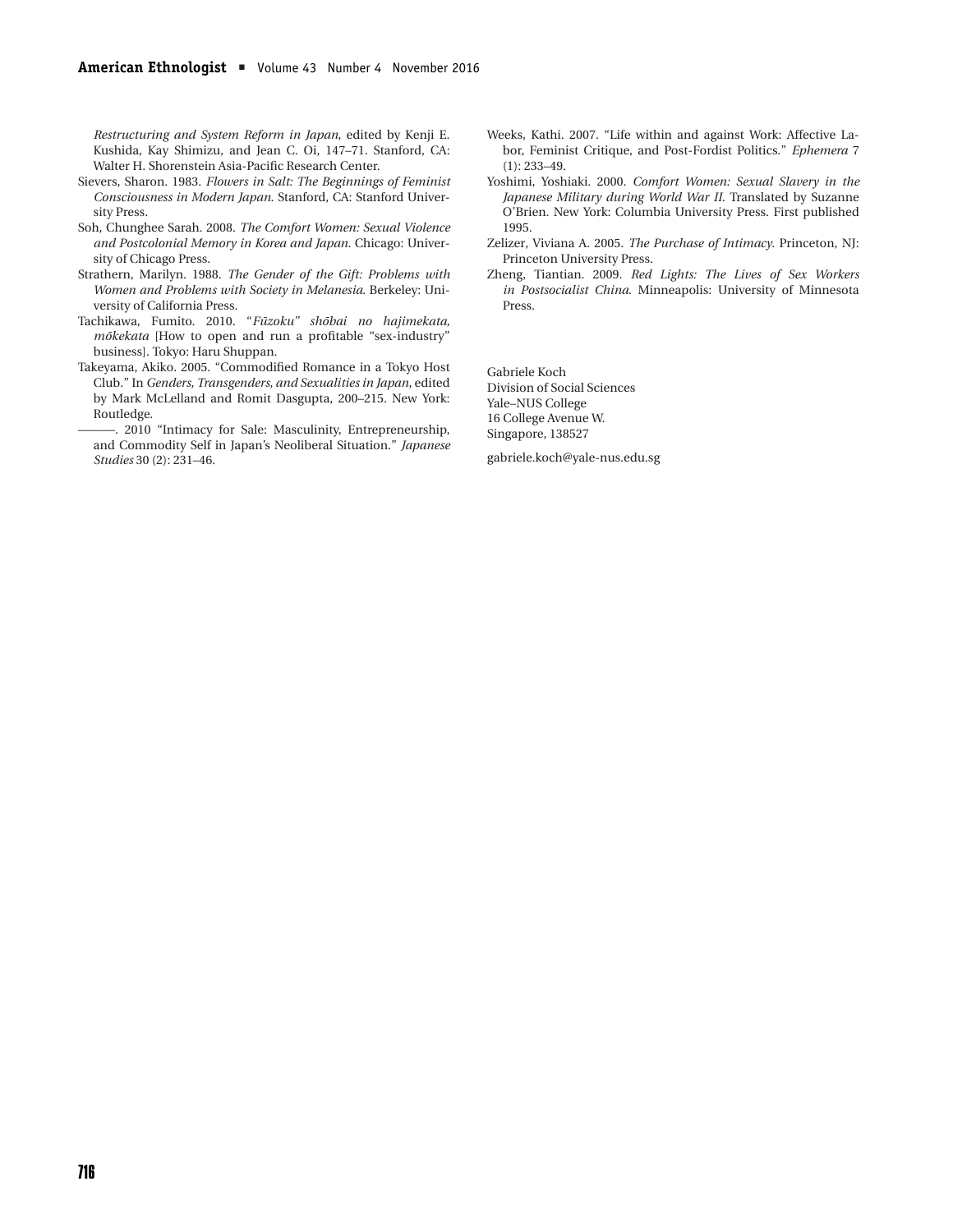*Restructuring and System Reform in Japan*, edited by Kenji E. Kushida, Kay Shimizu, and Jean C. Oi, 147–71. Stanford, CA: Walter H. Shorenstein Asia-Pacific Research Center.

Sievers, Sharon. 1983. *Flowers in Salt: The Beginnings of Feminist Consciousness in Modern Japan*. Stanford, CA: Stanford University Press.

Soh, Chunghee Sarah. 2008. *The Comfort Women: Sexual Violence and Postcolonial Memory in Korea and Japan*. Chicago: University of Chicago Press.

Strathern, Marilyn. 1988. *The Gender of the Gift: Problems with Women and Problems with Society in Melanesia*. Berkeley: University of California Press.

Tachikawa, Fumito. 2010. "*Fūzoku" shōbai no hajimekata, mōkekata* [How to open and run a profitable "sex-industry" business]. Tokyo: Haru Shuppan.

Takeyama, Akiko. 2005. "Commodified Romance in a Tokyo Host Club." In *Genders, Transgenders, and Sexualities in Japan*, edited by Mark McLelland and Romit Dasgupta, 200–215. New York: Routledge.

———. 2010 "Intimacy for Sale: Masculinity, Entrepreneurship, and Commodity Self in Japan's Neoliberal Situation." *Japanese Studies* 30 (2): 231–46.

Weeks, Kathi. 2007. "Life within and against Work: Affective Labor, Feminist Critique, and Post-Fordist Politics." *Ephemera* 7 (1): 233–49.

Yoshimi, Yoshiaki. 2000. *Comfort Women: Sexual Slavery in the Japanese Military during World War II*. Translated by Suzanne O'Brien. New York: Columbia University Press. First published 1995.

Zelizer, Viviana A. 2005. *The Purchase of Intimacy*. Princeton, NJ: Princeton University Press.

Zheng, Tiantian. 2009. *Red Lights: The Lives of Sex Workers in Postsocialist China*. Minneapolis: University of Minnesota Press.

Gabriele Koch
Division of Social Sciences
Yale–NUS College
16 College Avenue W.
Singapore, 138527

gabriele.koch@yale-nus.edu.sg